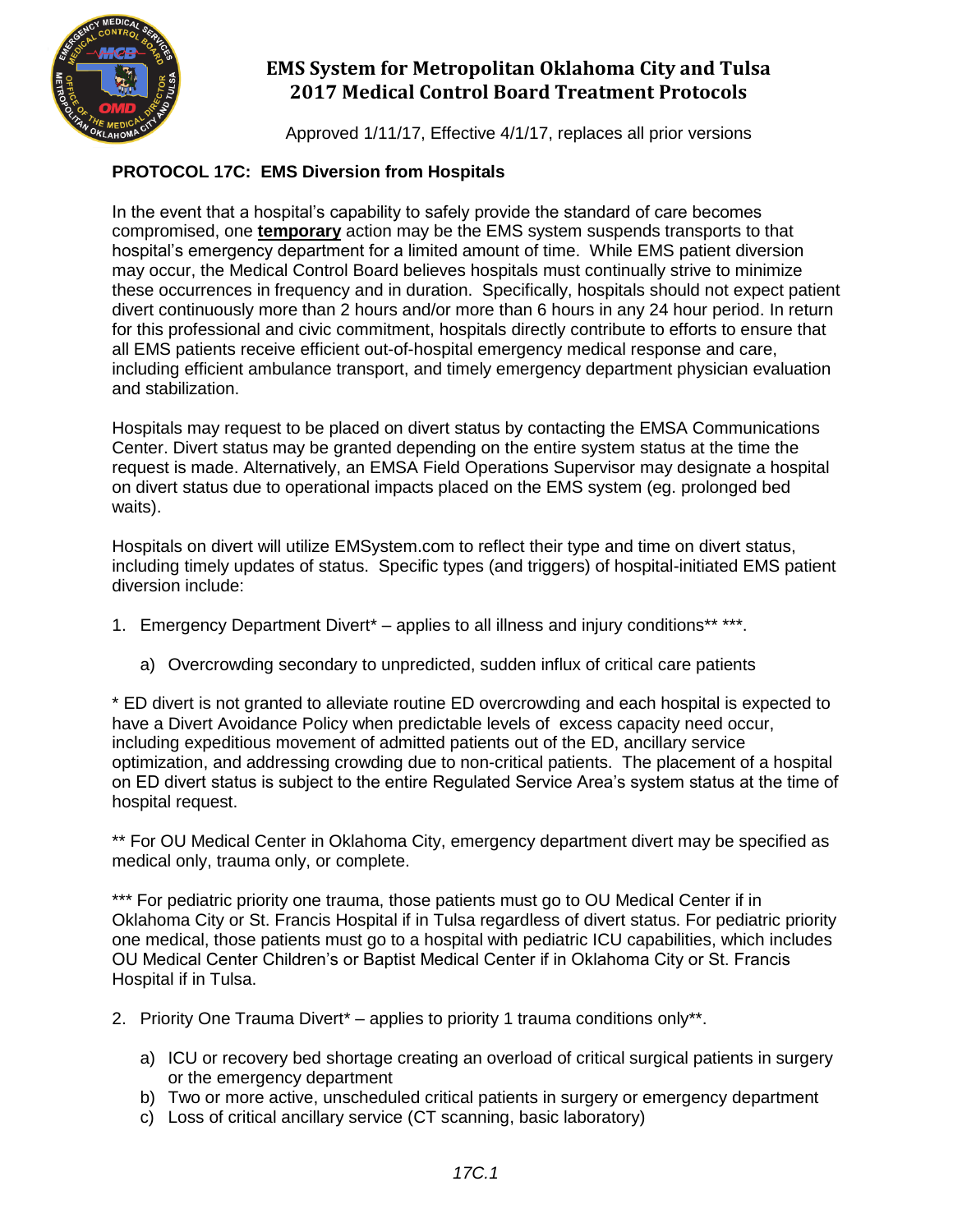# EMS System for Metropolitan Oklahoma City and Tulsa
## 2017 Medical Control Board Treatment Protocols

Approved 1/11/17, Effective 4/1/17, replaces all prior versions

### PROTOCOL 17C: EMS Diversion from Hospitals

In the event that a hospital's capability to safely provide the standard of care becomes compromised, one **temporary** action may be the EMS system suspends transports to that hospital's emergency department for a limited amount of time. While EMS patient diversion may occur, the Medical Control Board believes hospitals must continually strive to minimize these occurrences in frequency and in duration. Specifically, hospitals should not expect patient divert continuously more than 2 hours and/or more than 6 hours in any 24 hour period. In return for this professional and civic commitment, hospitals directly contribute to efforts to ensure that all EMS patients receive efficient out-of-hospital emergency medical response and care, including efficient ambulance transport, and timely emergency department physician evaluation and stabilization.

Hospitals may request to be placed on divert status by contacting the EMSA Communications Center. Divert status may be granted depending on the entire system status at the time the request is made. Alternatively, an EMSA Field Operations Supervisor may designate a hospital on divert status due to operational impacts placed on the EMS system (eg. prolonged bed waits).

Hospitals on divert will utilize EMSystem.com to reflect their type and time on divert status, including timely updates of status. Specific types (and triggers) of hospital-initiated EMS patient diversion include:

1. Emergency Department Divert* – applies to all illness and injury conditions** ***.

    a) Overcrowding secondary to unpredicted, sudden influx of critical care patients

* ED divert is not granted to alleviate routine ED overcrowding and each hospital is expected to have a Divert Avoidance Policy when predictable levels of excess capacity need occur, including expeditious movement of admitted patients out of the ED, ancillary service optimization, and addressing crowding due to non-critical patients. The placement of a hospital on ED divert status is subject to the entire Regulated Service Area's system status at the time of hospital request.

** For OU Medical Center in Oklahoma City, emergency department divert may be specified as medical only, trauma only, or complete.

*** For pediatric priority one trauma, those patients must go to OU Medical Center if in Oklahoma City or St. Francis Hospital if in Tulsa regardless of divert status. For pediatric priority one medical, those patients must go to a hospital with pediatric ICU capabilities, which includes OU Medical Center Children's or Baptist Medical Center if in Oklahoma City or St. Francis Hospital if in Tulsa.

2. Priority One Trauma Divert* – applies to priority 1 trauma conditions only**.

    a) ICU or recovery bed shortage creating an overload of critical surgical patients in surgery or the emergency department
    b) Two or more active, unscheduled critical patients in surgery or emergency department
    c) Loss of critical ancillary service (CT scanning, basic laboratory)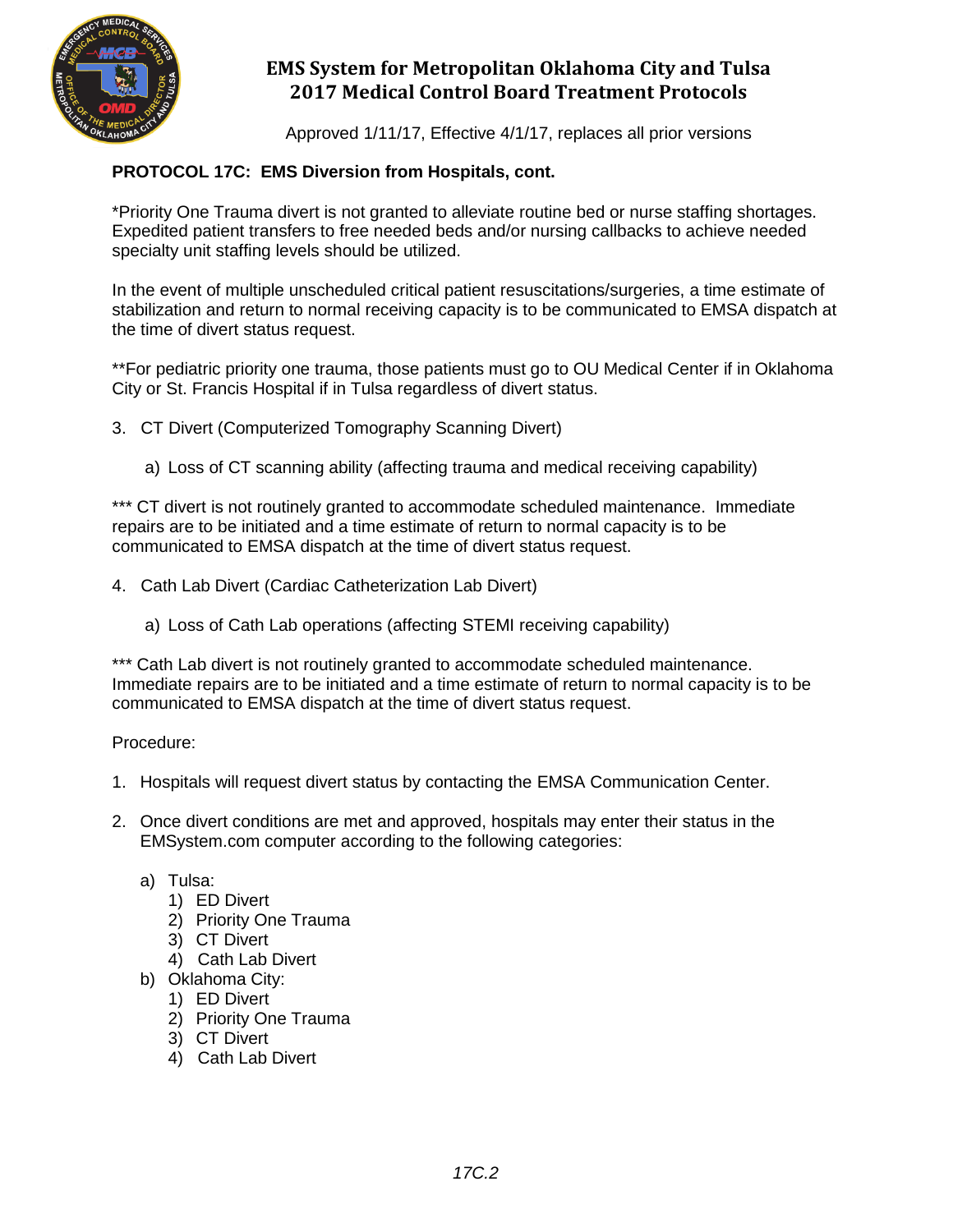**PROTOCOL 17C: EMS Diversion from Hospitals, cont.**

*Priority One Trauma divert is not granted to alleviate routine bed or nurse staffing shortages. Expedited patient transfers to free needed beds and/or nursing callbacks to achieve needed specialty unit staffing levels should be utilized.

In the event of multiple unscheduled critical patient resuscitations/surgeries, a time estimate of stabilization and return to normal receiving capacity is to be communicated to EMSA dispatch at the time of divert status request.

**For pediatric priority one trauma, those patients must go to OU Medical Center if in Oklahoma City or St. Francis Hospital if in Tulsa regardless of divert status.

3. CT Divert (Computerized Tomography Scanning Divert)

   a) Loss of CT scanning ability (affecting trauma and medical receiving capability)

*** CT divert is not routinely granted to accommodate scheduled maintenance. Immediate repairs are to be initiated and a time estimate of return to normal capacity is to be communicated to EMSA dispatch at the time of divert status request.

4. Cath Lab Divert (Cardiac Catheterization Lab Divert)

   a) Loss of Cath Lab operations (affecting STEMI receiving capability)

*** Cath Lab divert is not routinely granted to accommodate scheduled maintenance. Immediate repairs are to be initiated and a time estimate of return to normal capacity is to be communicated to EMSA dispatch at the time of divert status request.

Procedure:

1. Hospitals will request divert status by contacting the EMSA Communication Center.

2. Once divert conditions are met and approved, hospitals may enter their status in the EMSystem.com computer according to the following categories:

   a) Tulsa:
      1) ED Divert
      2) Priority One Trauma
      3) CT Divert
      4) Cath Lab Divert
   b) Oklahoma City:
      1) ED Divert
      2) Priority One Trauma
      3) CT Divert
      4) Cath Lab Divert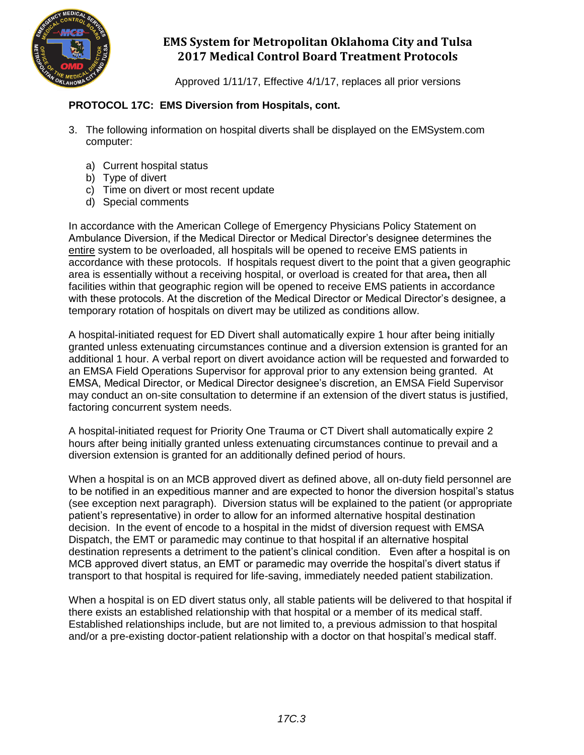## PROTOCOL 17C: EMS Diversion from Hospitals, cont.

3. The following information on hospital diverts shall be displayed on the EMSystem.com computer:

   a) Current hospital status
   b) Type of divert
   c) Time on divert or most recent update
   d) Special comments

In accordance with the American College of Emergency Physicians Policy Statement on Ambulance Diversion, if the Medical Director or Medical Director's designee determines the entire system to be overloaded, all hospitals will be opened to receive EMS patients in accordance with these protocols. If hospitals request divert to the point that a given geographic area is essentially without a receiving hospital, or overload is created for that area**,** then all facilities within that geographic region will be opened to receive EMS patients in accordance with these protocols. At the discretion of the Medical Director or Medical Director's designee, a temporary rotation of hospitals on divert may be utilized as conditions allow.

A hospital-initiated request for ED Divert shall automatically expire 1 hour after being initially granted unless extenuating circumstances continue and a diversion extension is granted for an additional 1 hour. A verbal report on divert avoidance action will be requested and forwarded to an EMSA Field Operations Supervisor for approval prior to any extension being granted. At EMSA, Medical Director, or Medical Director designee's discretion, an EMSA Field Supervisor may conduct an on-site consultation to determine if an extension of the divert status is justified, factoring concurrent system needs.

A hospital-initiated request for Priority One Trauma or CT Divert shall automatically expire 2 hours after being initially granted unless extenuating circumstances continue to prevail and a diversion extension is granted for an additionally defined period of hours.

When a hospital is on an MCB approved divert as defined above, all on-duty field personnel are to be notified in an expeditious manner and are expected to honor the diversion hospital's status (see exception next paragraph). Diversion status will be explained to the patient (or appropriate patient's representative) in order to allow for an informed alternative hospital destination decision. In the event of encode to a hospital in the midst of diversion request with EMSA Dispatch, the EMT or paramedic may continue to that hospital if an alternative hospital destination represents a detriment to the patient's clinical condition. Even after a hospital is on MCB approved divert status, an EMT or paramedic may override the hospital's divert status if transport to that hospital is required for life-saving, immediately needed patient stabilization.

When a hospital is on ED divert status only, all stable patients will be delivered to that hospital if there exists an established relationship with that hospital or a member of its medical staff. Established relationships include, but are not limited to, a previous admission to that hospital and/or a pre-existing doctor-patient relationship with a doctor on that hospital's medical staff.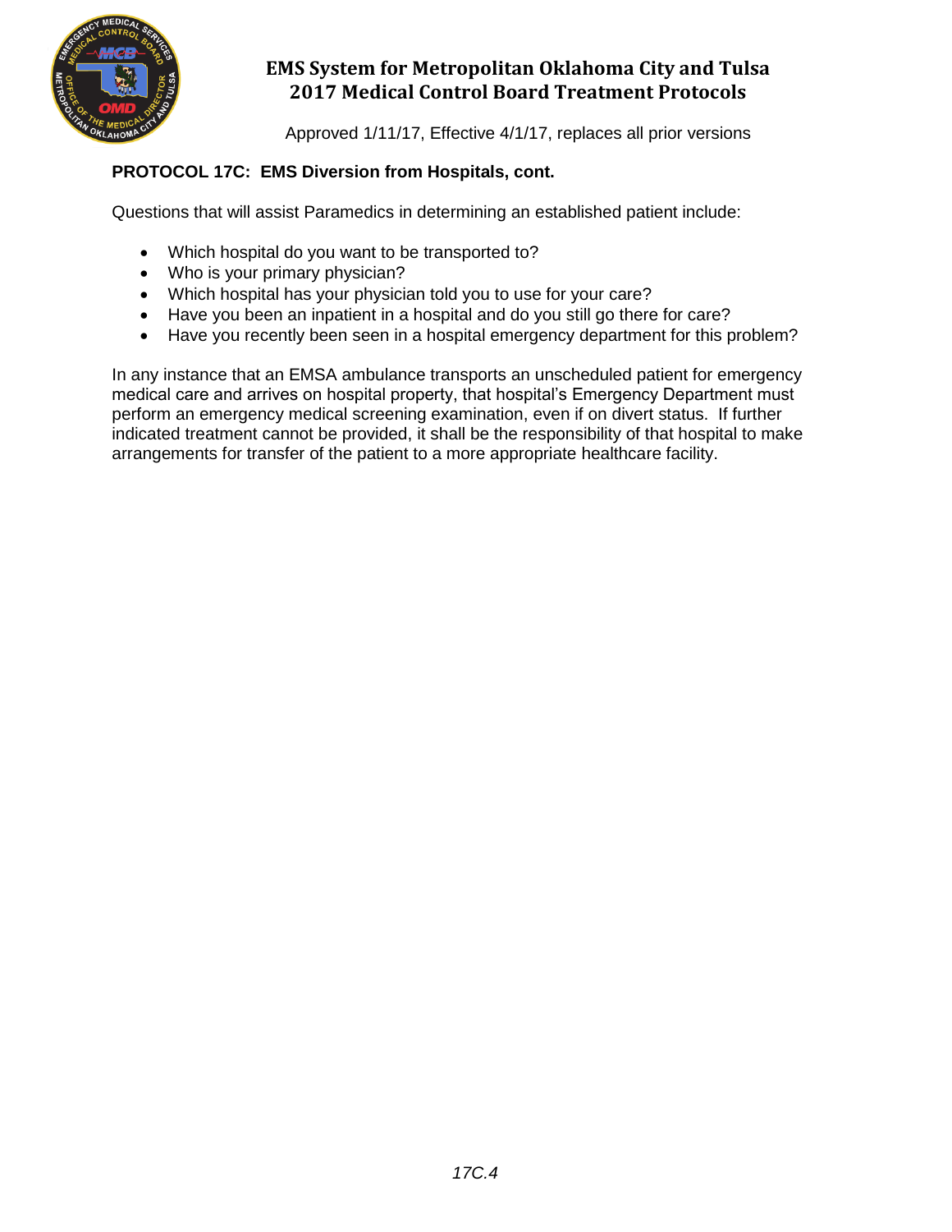## PROTOCOL 17C: EMS Diversion from Hospitals, cont.

Questions that will assist Paramedics in determining an established patient include:

- Which hospital do you want to be transported to?
- Who is your primary physician?
- Which hospital has your physician told you to use for your care?
- Have you been an inpatient in a hospital and do you still go there for care?
- Have you recently been seen in a hospital emergency department for this problem?

In any instance that an EMSA ambulance transports an unscheduled patient for emergency medical care and arrives on hospital property, that hospital's Emergency Department must perform an emergency medical screening examination, even if on divert status. If further indicated treatment cannot be provided, it shall be the responsibility of that hospital to make arrangements for transfer of the patient to a more appropriate healthcare facility.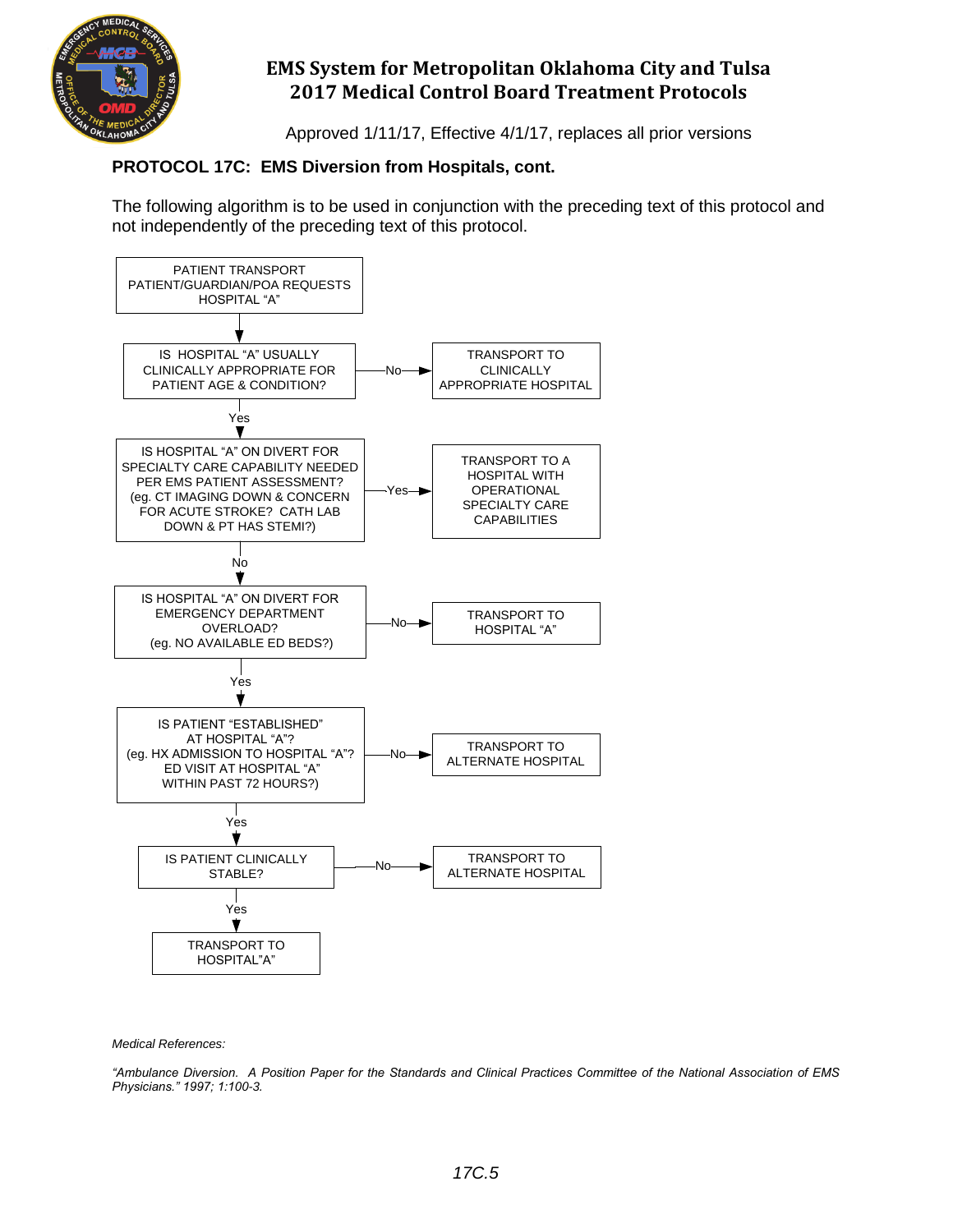**PROTOCOL 17C: EMS Diversion from Hospitals, cont.**

The following algorithm is to be used in conjunction with the preceding text of this protocol and not independently of the preceding text of this protocol.

PATIENT TRANSPORT
PATIENT/GUARDIAN/POA REQUESTS
HOSPITAL "A"

IS HOSPITAL "A" USUALLY
CLINICALLY APPROPRIATE FOR
PATIENT AGE & CONDITION?

No

TRANSPORT TO
CLINICALLY
APPROPRIATE HOSPITAL

Yes

IS HOSPITAL "A" ON DIVERT FOR
SPECIALTY CARE CAPABILITY NEEDED
PER EMS PATIENT ASSESSMENT?
(eg. CT IMAGING DOWN & CONCERN
FOR ACUTE STROKE? CATH LAB
DOWN & PT HAS STEMI?)

Yes

TRANSPORT TO A
HOSPITAL WITH
OPERATIONAL
SPECIALTY CARE
CAPABILITIES

No

IS HOSPITAL "A" ON DIVERT FOR
EMERGENCY DEPARTMENT
OVERLOAD?
(eg. NO AVAILABLE ED BEDS?)

No

TRANSPORT TO
HOSPITAL "A"

Yes

IS PATIENT "ESTABLISHED"
AT HOSPITAL "A"?
(eg. HX ADMISSION TO HOSPITAL "A"?
ED VISIT AT HOSPITAL "A"
WITHIN PAST 72 HOURS?)

No

TRANSPORT TO
ALTERNATE HOSPITAL

Yes

IS PATIENT CLINICALLY
STABLE?

No

TRANSPORT TO
ALTERNATE HOSPITAL

Yes

TRANSPORT TO
HOSPITAL"A"

*Medical References:*

*"Ambulance Diversion. A Position Paper for the Standards and Clinical Practices Committee of the National Association of EMS Physicians." 1997; 1:100-3.*